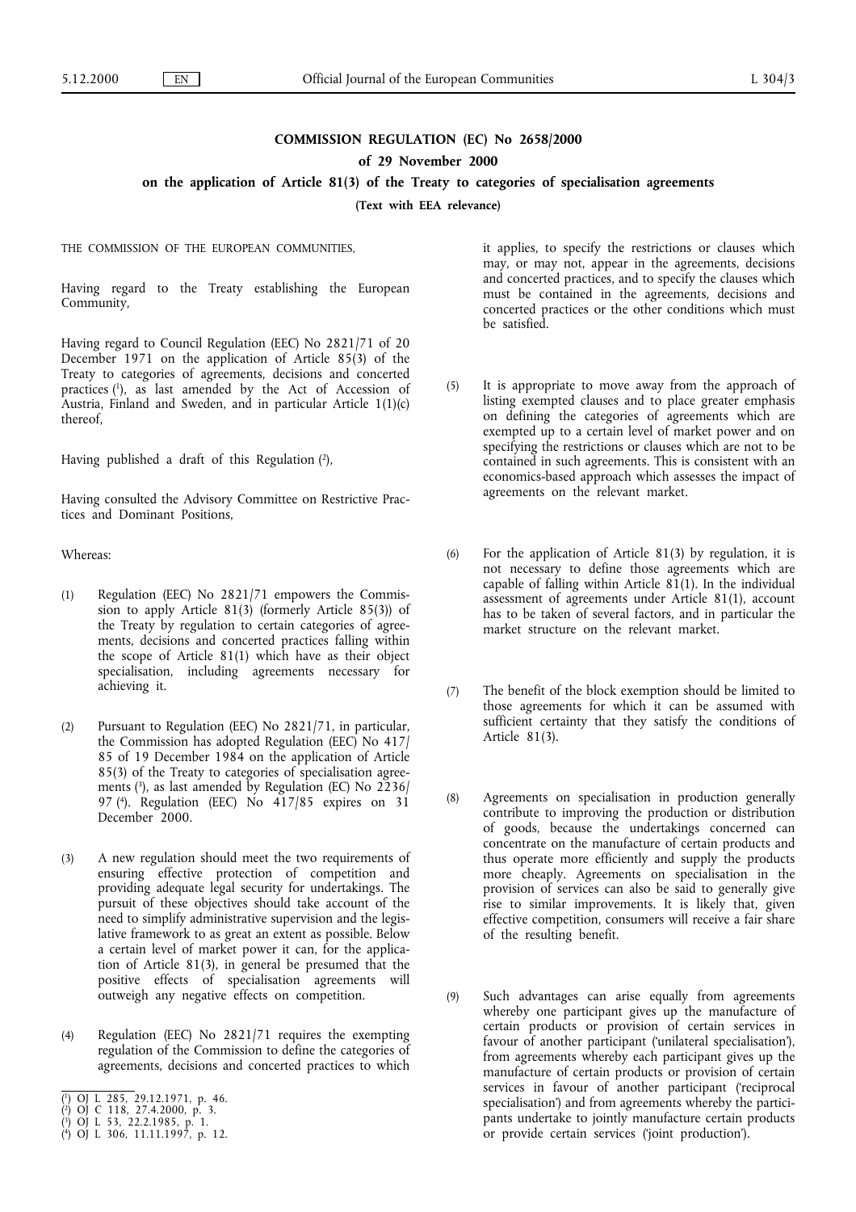# COMMISSION REGULATION (EC) No 2658/2000

## of 29 November 2000

## on the application of Article 81(3) of the Treaty to categories of specialisation agreements

**(Text with EEA relevance)**

THE COMMISSION OF THE EUROPEAN COMMUNITIES,

Having regard to the Treaty establishing the European Community,

Having regard to Council Regulation (EEC) No 2821/71 of 20 December 1971 on the application of Article 85(3) of the Treaty to categories of agreements, decisions and concerted practices [1], as last amended by the Act of Accession of Austria, Finland and Sweden, and in particular Article 1(1)(c) thereof,

Having published a draft of this Regulation [2],

Having consulted the Advisory Committee on Restrictive Practices and Dominant Positions,

Whereas:

(1) Regulation (EEC) No 2821/71 empowers the Commission to apply Article 81(3) (formerly Article 85(3)) of the Treaty by regulation to certain categories of agreements, decisions and concerted practices falling within the scope of Article 81(1) which have as their object specialisation, including agreements necessary for achieving it.

(2) Pursuant to Regulation (EEC) No 2821/71, in particular, the Commission has adopted Regulation (EEC) No 417/85 of 19 December 1984 on the application of Article 85(3) of the Treaty to categories of specialisation agreements [3], as last amended by Regulation (EC) No 2236/97 [4]. Regulation (EEC) No 417/85 expires on 31 December 2000.

(3) A new regulation should meet the two requirements of ensuring effective protection of competition and providing adequate legal security for undertakings. The pursuit of these objectives should take account of the need to simplify administrative supervision and the legislative framework to as great an extent as possible. Below a certain level of market power it can, for the application of Article 81(3), in general be presumed that the positive effects of specialisation agreements will outweigh any negative effects on competition.

(4) Regulation (EEC) No 2821/71 requires the exempting regulation of the Commission to define the categories of agreements, decisions and concerted practices to which it applies, to specify the restrictions or clauses which may, or may not, appear in the agreements, decisions and concerted practices, and to specify the clauses which must be contained in the agreements, decisions and concerted practices or the other conditions which must be satisfied.

(5) It is appropriate to move away from the approach of listing exempted clauses and to place greater emphasis on defining the categories of agreements which are exempted up to a certain level of market power and on specifying the restrictions or clauses which are not to be contained in such agreements. This is consistent with an economics-based approach which assesses the impact of agreements on the relevant market.

(6) For the application of Article 81(3) by regulation, it is not necessary to define those agreements which are capable of falling within Article 81(1). In the individual assessment of agreements under Article 81(1), account has to be taken of several factors, and in particular the market structure on the relevant market.

(7) The benefit of the block exemption should be limited to those agreements for which it can be assumed with sufficient certainty that they satisfy the conditions of Article 81(3).

(8) Agreements on specialisation in production generally contribute to improving the production or distribution of goods, because the undertakings concerned can concentrate on the manufacture of certain products and thus operate more efficiently and supply the products more cheaply. Agreements on specialisation in the provision of services can also be said to generally give rise to similar improvements. It is likely that, given effective competition, consumers will receive a fair share of the resulting benefit.

(9) Such advantages can arise equally from agreements whereby one participant gives up the manufacture of certain products or provision of certain services in favour of another participant ('unilateral specialisation'), from agreements whereby each participant gives up the manufacture of certain products or provision of certain services in favour of another participant ('reciprocal specialisation') and from agreements whereby the participants undertake to jointly manufacture certain products or provide certain services ('joint production').

---

[1] OJ L 285, 29.12.1971, p. 46.
[2] OJ C 118, 27.4.2000, p. 3.
[3] OJ L 53, 22.2.1985, p. 1.
[4] OJ L 306, 11.11.1997, p. 12.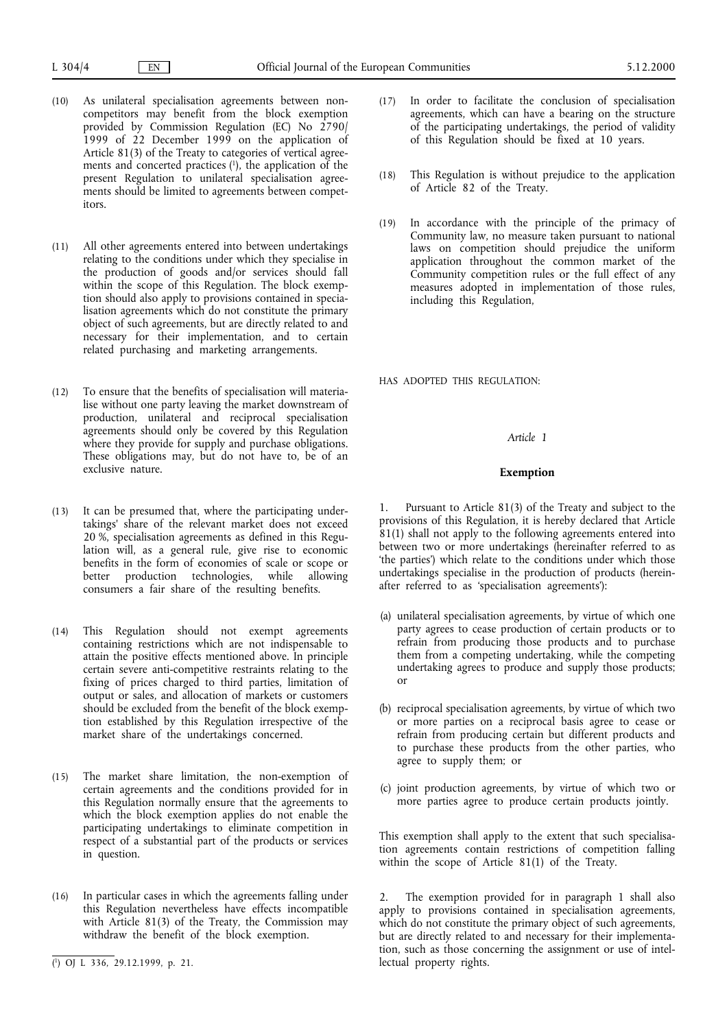(10) As unilateral specialisation agreements between non-competitors may benefit from the block exemption provided by Commission Regulation (EC) No 2790/1999 of 22 December 1999 on the application of Article 81(3) of the Treaty to categories of vertical agreements and concerted practices [1], the application of the present Regulation to unilateral specialisation agreements should be limited to agreements between competitors.

(11) All other agreements entered into between undertakings relating to the conditions under which they specialise in the production of goods and/or services should fall within the scope of this Regulation. The block exemption should also apply to provisions contained in specialisation agreements which do not constitute the primary object of such agreements, but are directly related to and necessary for their implementation, and to certain related purchasing and marketing arrangements.

(12) To ensure that the benefits of specialisation will materialise without one party leaving the market downstream of production, unilateral and reciprocal specialisation agreements should only be covered by this Regulation where they provide for supply and purchase obligations. These obligations may, but do not have to, be of an exclusive nature.

(13) It can be presumed that, where the participating undertakings' share of the relevant market does not exceed 20 %, specialisation agreements as defined in this Regulation will, as a general rule, give rise to economic benefits in the form of economies of scale or scope or better production technologies, while allowing consumers a fair share of the resulting benefits.

(14) This Regulation should not exempt agreements containing restrictions which are not indispensable to attain the positive effects mentioned above. In principle certain severe anti-competitive restraints relating to the fixing of prices charged to third parties, limitation of output or sales, and allocation of markets or customers should be excluded from the benefit of the block exemption established by this Regulation irrespective of the market share of the undertakings concerned.

(15) The market share limitation, the non-exemption of certain agreements and the conditions provided for in this Regulation normally ensure that the agreements to which the block exemption applies do not enable the participating undertakings to eliminate competition in respect of a substantial part of the products or services in question.

(16) In particular cases in which the agreements falling under this Regulation nevertheless have effects incompatible with Article 81(3) of the Treaty, the Commission may withdraw the benefit of the block exemption.

(17) In order to facilitate the conclusion of specialisation agreements, which can have a bearing on the structure of the participating undertakings, the period of validity of this Regulation should be fixed at 10 years.

(18) This Regulation is without prejudice to the application of Article 82 of the Treaty.

(19) In accordance with the principle of the primacy of Community law, no measure taken pursuant to national laws on competition should prejudice the uniform application throughout the common market of the Community competition rules or the full effect of any measures adopted in implementation of those rules, including this Regulation,

HAS ADOPTED THIS REGULATION:

*Article 1*

**Exemption**

1. Pursuant to Article 81(3) of the Treaty and subject to the provisions of this Regulation, it is hereby declared that Article 81(1) shall not apply to the following agreements entered into between two or more undertakings (hereinafter referred to as 'the parties') which relate to the conditions under which those undertakings specialise in the production of products (hereinafter referred to as 'specialisation agreements'):

(a) unilateral specialisation agreements, by virtue of which one party agrees to cease production of certain products or to refrain from producing those products and to purchase them from a competing undertaking, while the competing undertaking agrees to produce and supply those products; or

(b) reciprocal specialisation agreements, by virtue of which two or more parties on a reciprocal basis agree to cease or refrain from producing certain but different products and to purchase these products from the other parties, who agree to supply them; or

(c) joint production agreements, by virtue of which two or more parties agree to produce certain products jointly.

This exemption shall apply to the extent that such specialisation agreements contain restrictions of competition falling within the scope of Article 81(1) of the Treaty.

2. The exemption provided for in paragraph 1 shall also apply to provisions contained in specialisation agreements, which do not constitute the primary object of such agreements, but are directly related to and necessary for their implementation, such as those concerning the assignment or use of intellectual property rights.

[1] OJ L 336, 29.12.1999, p. 21.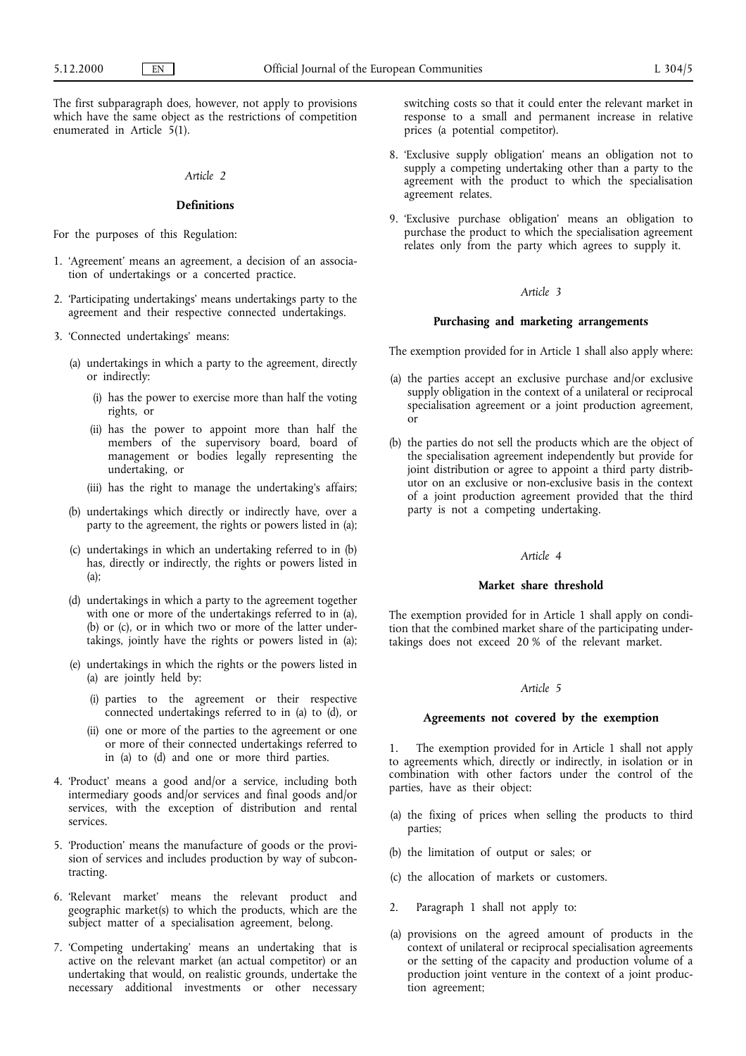The first subparagraph does, however, not apply to provisions which have the same object as the restrictions of competition enumerated in Article 5(1).

*Article 2*

**Definitions**

For the purposes of this Regulation:

1. 'Agreement' means an agreement, a decision of an association of undertakings or a concerted practice.

2. 'Participating undertakings' means undertakings party to the agreement and their respective connected undertakings.

3. 'Connected undertakings' means:

   (a) undertakings in which a party to the agreement, directly or indirectly:

      (i) has the power to exercise more than half the voting rights, or

      (ii) has the power to appoint more than half the members of the supervisory board, board of management or bodies legally representing the undertaking, or

      (iii) has the right to manage the undertaking's affairs;

   (b) undertakings which directly or indirectly have, over a party to the agreement, the rights or powers listed in (a);

   (c) undertakings in which an undertaking referred to in (b) has, directly or indirectly, the rights or powers listed in (a);

   (d) undertakings in which a party to the agreement together with one or more of the undertakings referred to in (a), (b) or (c), or in which two or more of the latter undertakings, jointly have the rights or powers listed in (a);

   (e) undertakings in which the rights or the powers listed in (a) are jointly held by:

      (i) parties to the agreement or their respective connected undertakings referred to in (a) to (d), or

      (ii) one or more of the parties to the agreement or one or more of their connected undertakings referred to in (a) to (d) and one or more third parties.

4. 'Product' means a good and/or a service, including both intermediary goods and/or services and final goods and/or services, with the exception of distribution and rental services.

5. 'Production' means the manufacture of goods or the provision of services and includes production by way of subcontracting.

6. 'Relevant market' means the relevant product and geographic market(s) to which the products, which are the subject matter of a specialisation agreement, belong.

7. 'Competing undertaking' means an undertaking that is active on the relevant market (an actual competitor) or an undertaking that would, on realistic grounds, undertake the necessary additional investments or other necessary switching costs so that it could enter the relevant market in response to a small and permanent increase in relative prices (a potential competitor).

8. 'Exclusive supply obligation' means an obligation not to supply a competing undertaking other than a party to the agreement with the product to which the specialisation agreement relates.

9. 'Exclusive purchase obligation' means an obligation to purchase the product to which the specialisation agreement relates only from the party which agrees to supply it.

*Article 3*

**Purchasing and marketing arrangements**

The exemption provided for in Article 1 shall also apply where:

(a) the parties accept an exclusive purchase and/or exclusive supply obligation in the context of a unilateral or reciprocal specialisation agreement or a joint production agreement, or

(b) the parties do not sell the products which are the object of the specialisation agreement independently but provide for joint distribution or agree to appoint a third party distributor on an exclusive or non-exclusive basis in the context of a joint production agreement provided that the third party is not a competing undertaking.

*Article 4*

**Market share threshold**

The exemption provided for in Article 1 shall apply on condition that the combined market share of the participating undertakings does not exceed 20 % of the relevant market.

*Article 5*

**Agreements not covered by the exemption**

1. The exemption provided for in Article 1 shall not apply to agreements which, directly or indirectly, in isolation or in combination with other factors under the control of the parties, have as their object:

(a) the fixing of prices when selling the products to third parties;

(b) the limitation of output or sales; or

(c) the allocation of markets or customers.

2. Paragraph 1 shall not apply to:

(a) provisions on the agreed amount of products in the context of unilateral or reciprocal specialisation agreements or the setting of the capacity and production volume of a production joint venture in the context of a joint production agreement;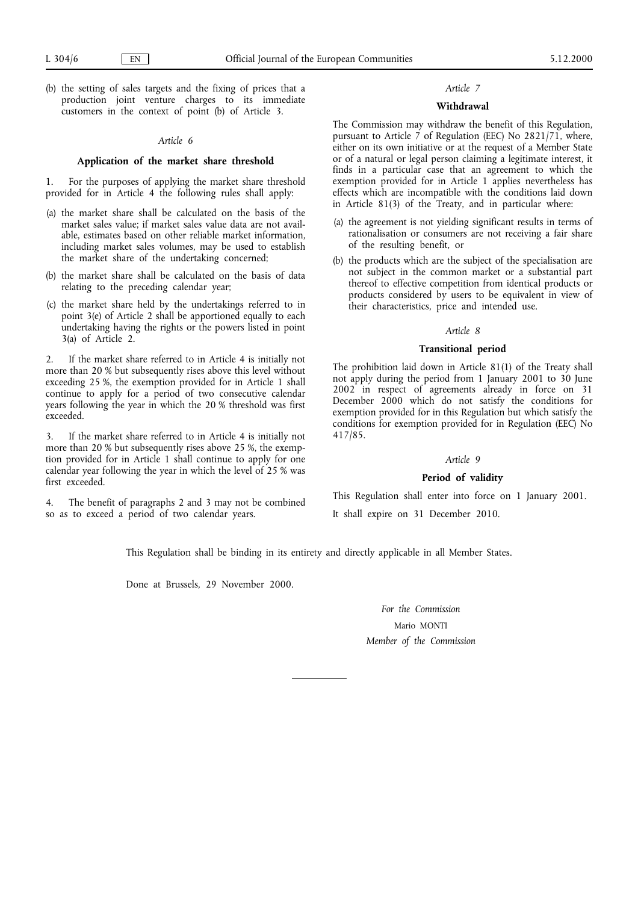(b) the setting of sales targets and the fixing of prices that a production joint venture charges to its immediate customers in the context of point (b) of Article 3.

*Article 6*

**Application of the market share threshold**

1. For the purposes of applying the market share threshold provided for in Article 4 the following rules shall apply:

(a) the market share shall be calculated on the basis of the market sales value; if market sales value data are not available, estimates based on other reliable market information, including market sales volumes, may be used to establish the market share of the undertaking concerned;

(b) the market share shall be calculated on the basis of data relating to the preceding calendar year;

(c) the market share held by the undertakings referred to in point 3(e) of Article 2 shall be apportioned equally to each undertaking having the rights or the powers listed in point 3(a) of Article 2.

2. If the market share referred to in Article 4 is initially not more than 20 % but subsequently rises above this level without exceeding 25 %, the exemption provided for in Article 1 shall continue to apply for a period of two consecutive calendar years following the year in which the 20 % threshold was first exceeded.

3. If the market share referred to in Article 4 is initially not more than 20 % but subsequently rises above 25 %, the exemption provided for in Article 1 shall continue to apply for one calendar year following the year in which the level of 25 % was first exceeded.

4. The benefit of paragraphs 2 and 3 may not be combined so as to exceed a period of two calendar years.

*Article 7*

**Withdrawal**

The Commission may withdraw the benefit of this Regulation, pursuant to Article 7 of Regulation (EEC) No 2821/71, where, either on its own initiative or at the request of a Member State or of a natural or legal person claiming a legitimate interest, it finds in a particular case that an agreement to which the exemption provided for in Article 1 applies nevertheless has effects which are incompatible with the conditions laid down in Article 81(3) of the Treaty, and in particular where:

(a) the agreement is not yielding significant results in terms of rationalisation or consumers are not receiving a fair share of the resulting benefit, or

(b) the products which are the subject of the specialisation are not subject in the common market or a substantial part thereof to effective competition from identical products or products considered by users to be equivalent in view of their characteristics, price and intended use.

*Article 8*

**Transitional period**

The prohibition laid down in Article 81(1) of the Treaty shall not apply during the period from 1 January 2001 to 30 June 2002 in respect of agreements already in force on 31 December 2000 which do not satisfy the conditions for exemption provided for in this Regulation but which satisfy the conditions for exemption provided for in Regulation (EEC) No 417/85.

*Article 9*

**Period of validity**

This Regulation shall enter into force on 1 January 2001.

It shall expire on 31 December 2010.

This Regulation shall be binding in its entirety and directly applicable in all Member States.

Done at Brussels, 29 November 2000.

*For the Commission*

Mario MONTI

*Member of the Commission*